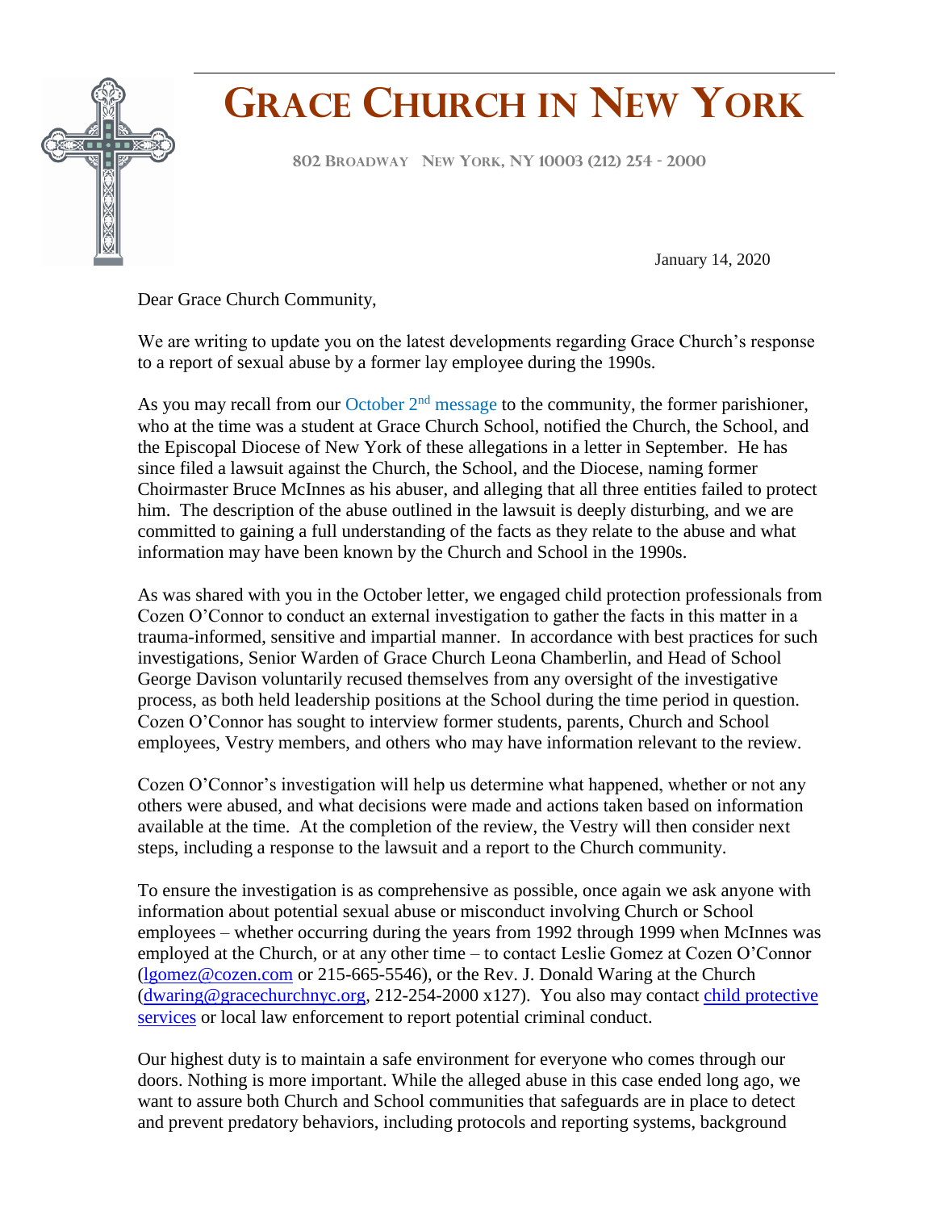# Grace Church in New York

802 Broadway New York, NY 10003 (212) 254 - 2000

January 14, 2020

Dear Grace Church Community,

We are writing to update you on the latest developments regarding Grace Church's response to a report of sexual abuse by a former lay employee during the 1990s.

As you may recall from our October 2nd message to the community, the former parishioner, who at the time was a student at Grace Church School, notified the Church, the School, and the Episcopal Diocese of New York of these allegations in a letter in September. He has since filed a lawsuit against the Church, the School, and the Diocese, naming former Choirmaster Bruce McInnes as his abuser, and alleging that all three entities failed to protect him. The description of the abuse outlined in the lawsuit is deeply disturbing, and we are committed to gaining a full understanding of the facts as they relate to the abuse and what information may have been known by the Church and School in the 1990s.

As was shared with you in the October letter, we engaged child protection professionals from Cozen O'Connor to conduct an external investigation to gather the facts in this matter in a trauma-informed, sensitive and impartial manner. In accordance with best practices for such investigations, Senior Warden of Grace Church Leona Chamberlin, and Head of School George Davison voluntarily recused themselves from any oversight of the investigative process, as both held leadership positions at the School during the time period in question. Cozen O'Connor has sought to interview former students, parents, Church and School employees, Vestry members, and others who may have information relevant to the review.

Cozen O'Connor's investigation will help us determine what happened, whether or not any others were abused, and what decisions were made and actions taken based on information available at the time. At the completion of the review, the Vestry will then consider next steps, including a response to the lawsuit and a report to the Church community.

To ensure the investigation is as comprehensive as possible, once again we ask anyone with information about potential sexual abuse or misconduct involving Church or School employees – whether occurring during the years from 1992 through 1999 when McInnes was employed at the Church, or at any other time – to contact Leslie Gomez at Cozen O'Connor (lgomez@cozen.com or 215-665-5546), or the Rev. J. Donald Waring at the Church (dwaring@gracechurchnyc.org, 212-254-2000 x127). You also may contact child protective services or local law enforcement to report potential criminal conduct.

Our highest duty is to maintain a safe environment for everyone who comes through our doors. Nothing is more important. While the alleged abuse in this case ended long ago, we want to assure both Church and School communities that safeguards are in place to detect and prevent predatory behaviors, including protocols and reporting systems, background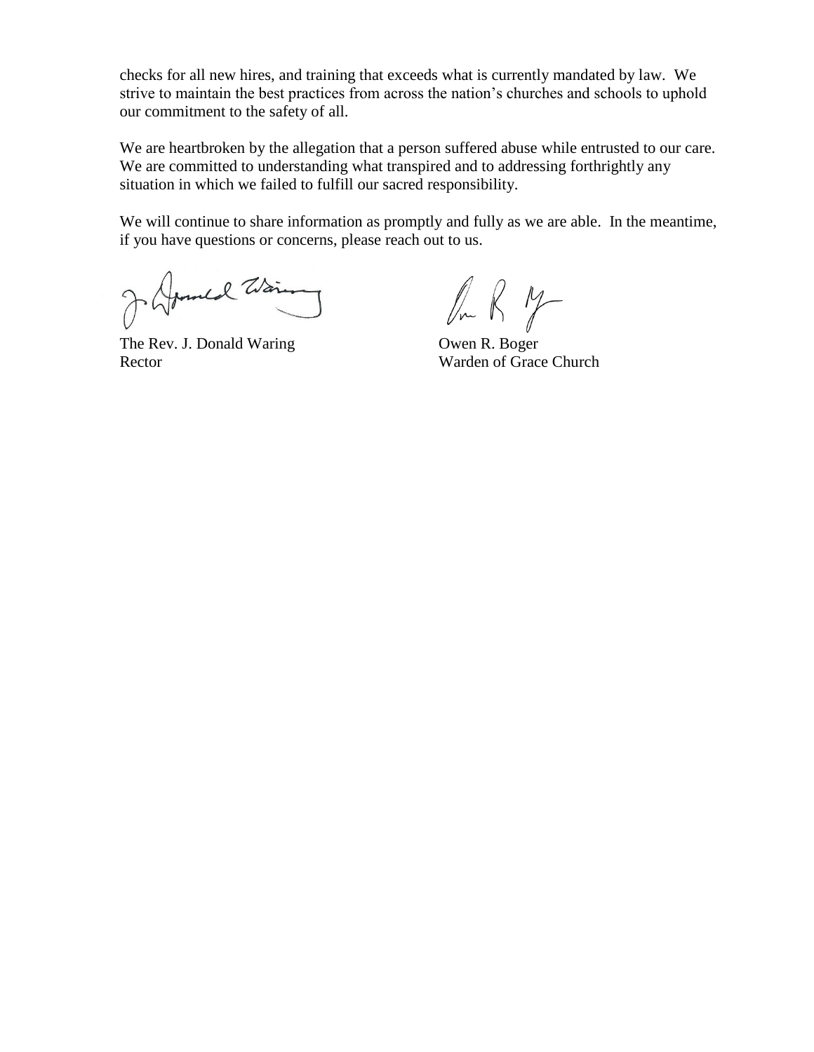checks for all new hires, and training that exceeds what is currently mandated by law. We strive to maintain the best practices from across the nation's churches and schools to uphold our commitment to the safety of all.

We are heartbroken by the allegation that a person suffered abuse while entrusted to our care. We are committed to understanding what transpired and to addressing forthrightly any situation in which we failed to fulfill our sacred responsibility.

We will continue to share information as promptly and fully as we are able. In the meantime, if you have questions or concerns, please reach out to us.

The Rev. J. Donald Waring
Rector

Owen R. Boger
Warden of Grace Church